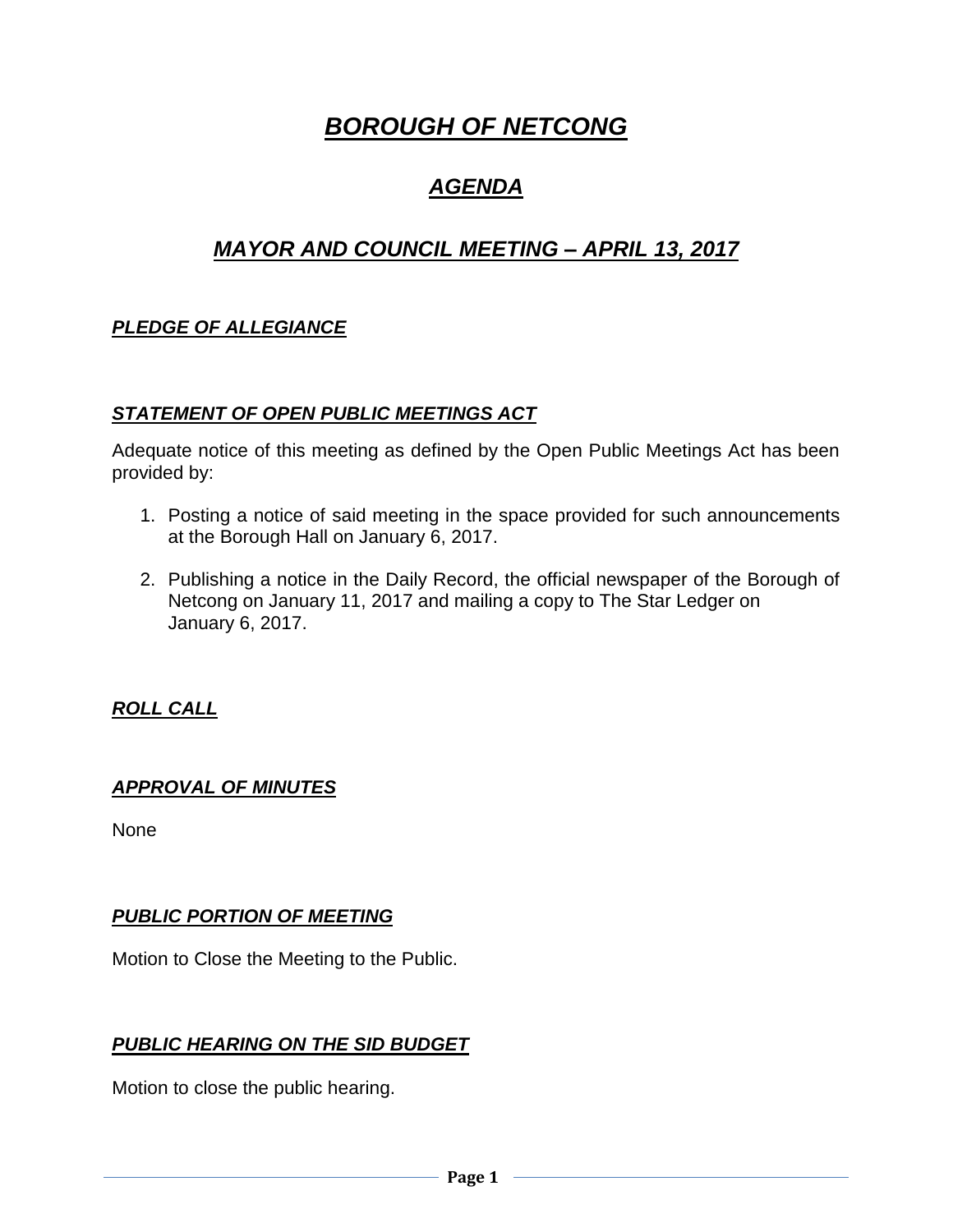# ***BOROUGH OF NETCONG***

## ***AGENDA***

## ***MAYOR AND COUNCIL MEETING – APRIL 13, 2017***

### ***PLEDGE OF ALLEGIANCE***

### ***STATEMENT OF OPEN PUBLIC MEETINGS ACT***

Adequate notice of this meeting as defined by the Open Public Meetings Act has been provided by:

1. Posting a notice of said meeting in the space provided for such announcements at the Borough Hall on January 6, 2017.
2. Publishing a notice in the Daily Record, the official newspaper of the Borough of Netcong on January 11, 2017 and mailing a copy to The Star Ledger on January 6, 2017.

### ***ROLL CALL***

### ***APPROVAL OF MINUTES***

None

### ***PUBLIC PORTION OF MEETING***

Motion to Close the Meeting to the Public.

### ***PUBLIC HEARING ON THE SID BUDGET***

Motion to close the public hearing.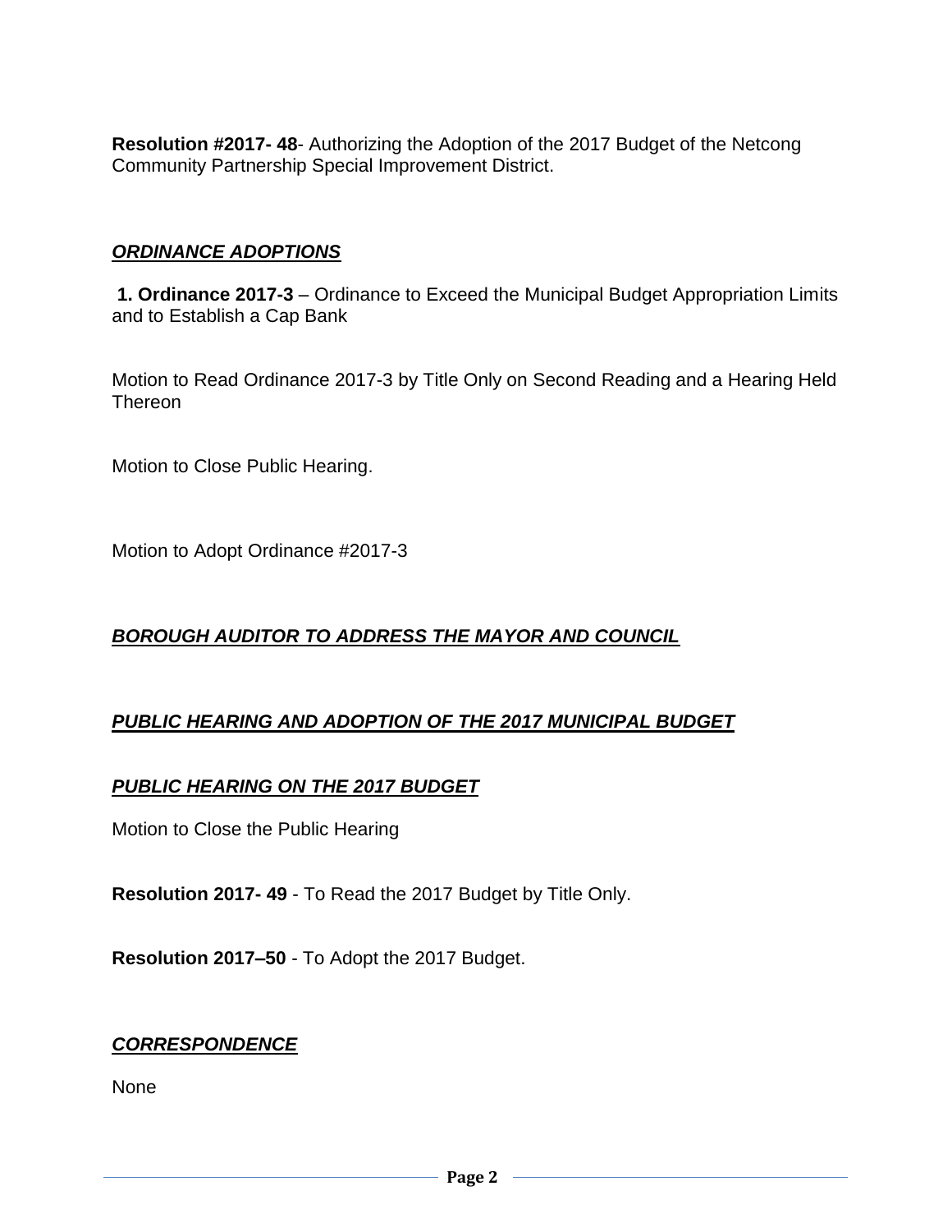**Resolution #2017- 48**- Authorizing the Adoption of the 2017 Budget of the Netcong Community Partnership Special Improvement District.

***ORDINANCE ADOPTIONS***

**1. Ordinance 2017-3** – Ordinance to Exceed the Municipal Budget Appropriation Limits and to Establish a Cap Bank

Motion to Read Ordinance 2017-3 by Title Only on Second Reading and a Hearing Held Thereon

Motion to Close Public Hearing.

Motion to Adopt Ordinance #2017-3

***BOROUGH AUDITOR TO ADDRESS THE MAYOR AND COUNCIL***

***PUBLIC HEARING AND ADOPTION OF THE 2017 MUNICIPAL BUDGET***

***PUBLIC HEARING ON THE 2017 BUDGET***

Motion to Close the Public Hearing

**Resolution 2017- 49** - To Read the 2017 Budget by Title Only.

**Resolution 2017–50** - To Adopt the 2017 Budget.

***CORRESPONDENCE***

None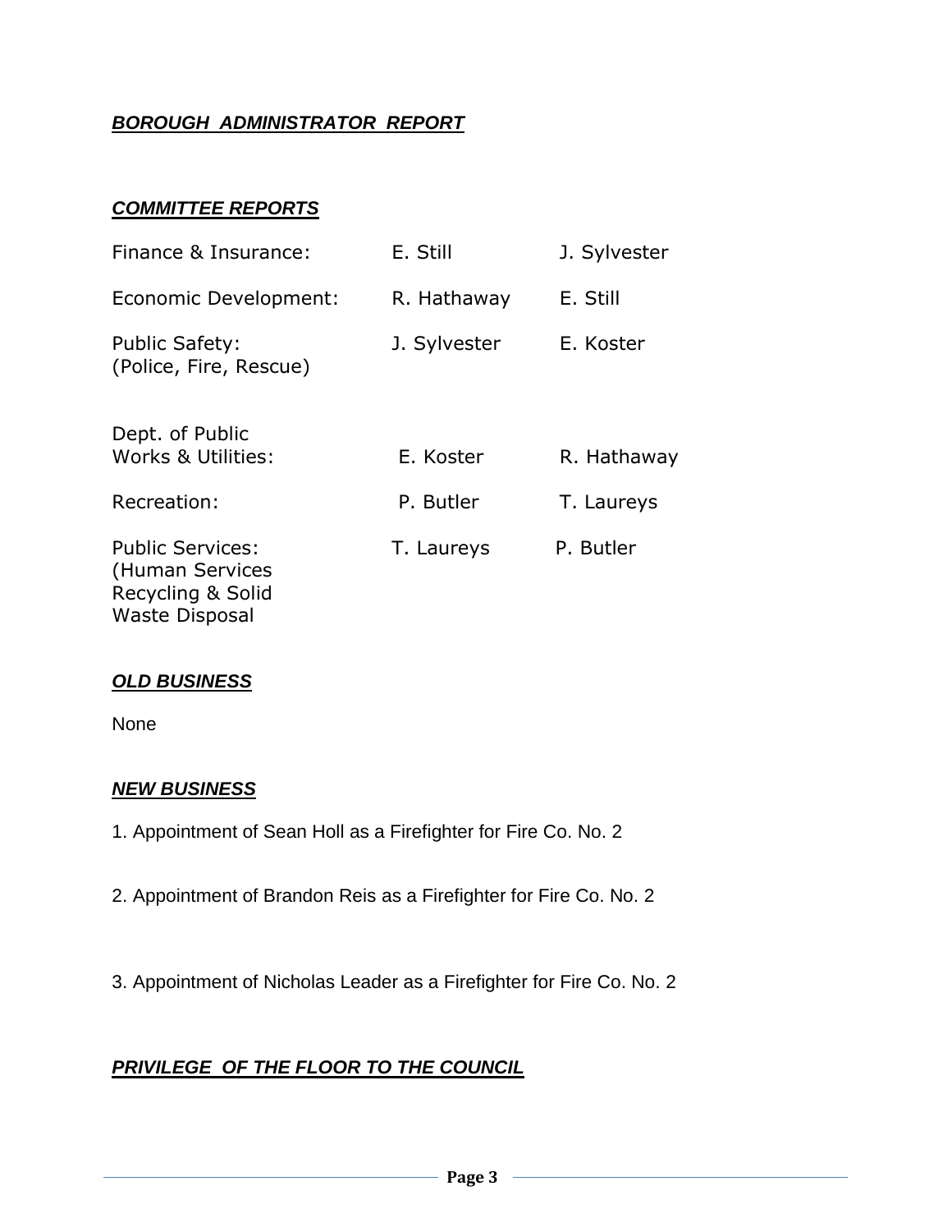***BOROUGH ADMINISTRATOR REPORT***

***COMMITTEE REPORTS***

| | | |
|---|---|---|
| Finance & Insurance: | E. Still | J. Sylvester |
| Economic Development: | R. Hathaway | E. Still |
| Public Safety: (Police, Fire, Rescue) | J. Sylvester | E. Koster |
| Dept. of Public Works & Utilities: | E. Koster | R. Hathaway |
| Recreation: | P. Butler | T. Laureys |
| Public Services: (Human Services Recycling & Solid Waste Disposal | T. Laureys | P. Butler |

***OLD BUSINESS***

None

***NEW BUSINESS***

1. Appointment of Sean Holl as a Firefighter for Fire Co. No. 2

2. Appointment of Brandon Reis as a Firefighter for Fire Co. No. 2

3. Appointment of Nicholas Leader as a Firefighter for Fire Co. No. 2

***PRIVILEGE OF THE FLOOR TO THE COUNCIL***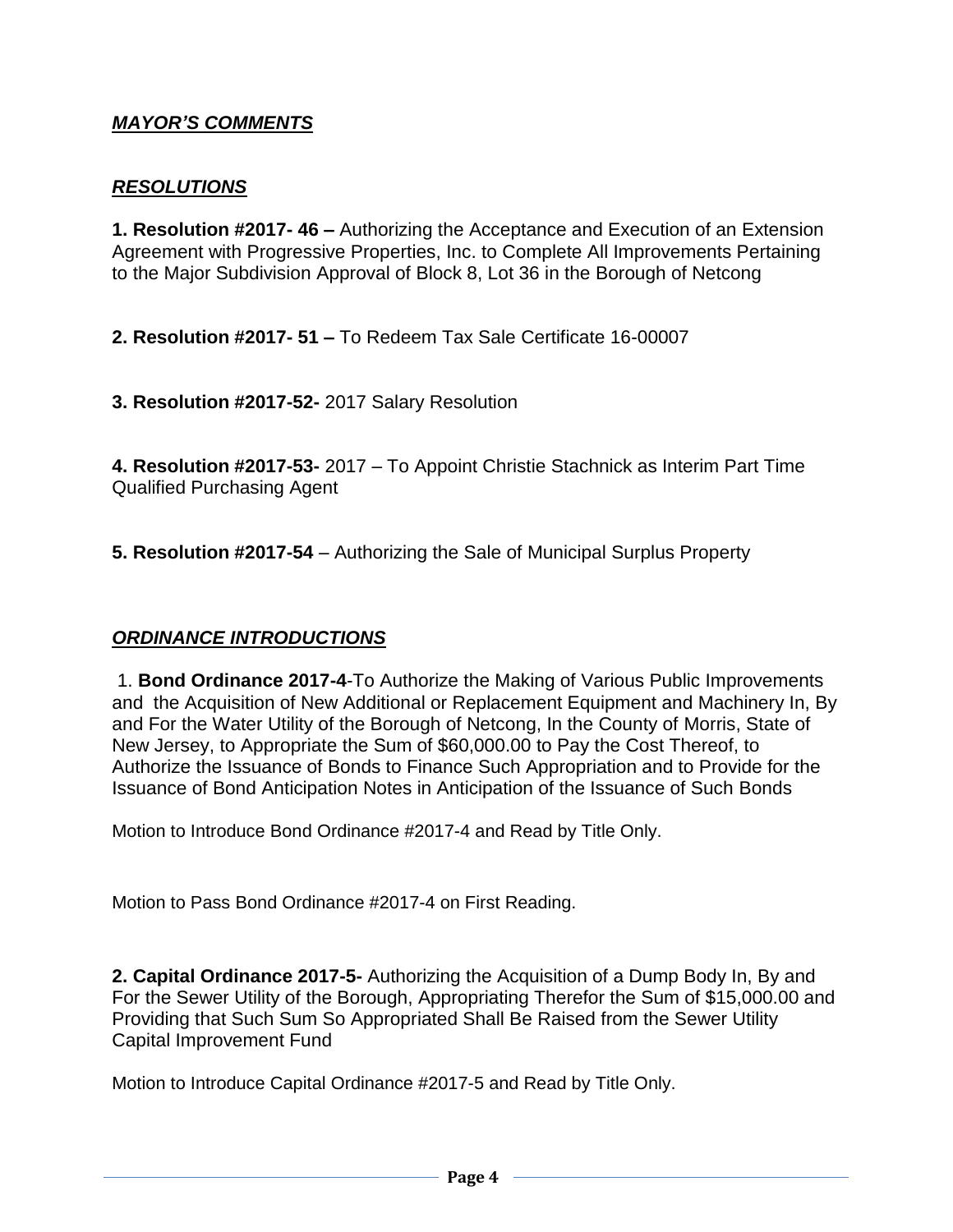## ***MAYOR'S COMMENTS***

## ***RESOLUTIONS***

**1. Resolution #2017- 46 –** Authorizing the Acceptance and Execution of an Extension Agreement with Progressive Properties, Inc. to Complete All Improvements Pertaining to the Major Subdivision Approval of Block 8, Lot 36 in the Borough of Netcong

**2. Resolution #2017- 51 –** To Redeem Tax Sale Certificate 16-00007

**3. Resolution #2017-52-** 2017 Salary Resolution

**4. Resolution #2017-53-** 2017 – To Appoint Christie Stachnick as Interim Part Time Qualified Purchasing Agent

**5. Resolution #2017-54** – Authorizing the Sale of Municipal Surplus Property

## ***ORDINANCE INTRODUCTIONS***

1. **Bond Ordinance 2017-4**-To Authorize the Making of Various Public Improvements and the Acquisition of New Additional or Replacement Equipment and Machinery In, By and For the Water Utility of the Borough of Netcong, In the County of Morris, State of New Jersey, to Appropriate the Sum of $60,000.00 to Pay the Cost Thereof, to Authorize the Issuance of Bonds to Finance Such Appropriation and to Provide for the Issuance of Bond Anticipation Notes in Anticipation of the Issuance of Such Bonds

Motion to Introduce Bond Ordinance #2017-4 and Read by Title Only.

Motion to Pass Bond Ordinance #2017-4 on First Reading.

**2. Capital Ordinance 2017-5-** Authorizing the Acquisition of a Dump Body In, By and For the Sewer Utility of the Borough, Appropriating Therefor the Sum of $15,000.00 and Providing that Such Sum So Appropriated Shall Be Raised from the Sewer Utility Capital Improvement Fund

Motion to Introduce Capital Ordinance #2017-5 and Read by Title Only.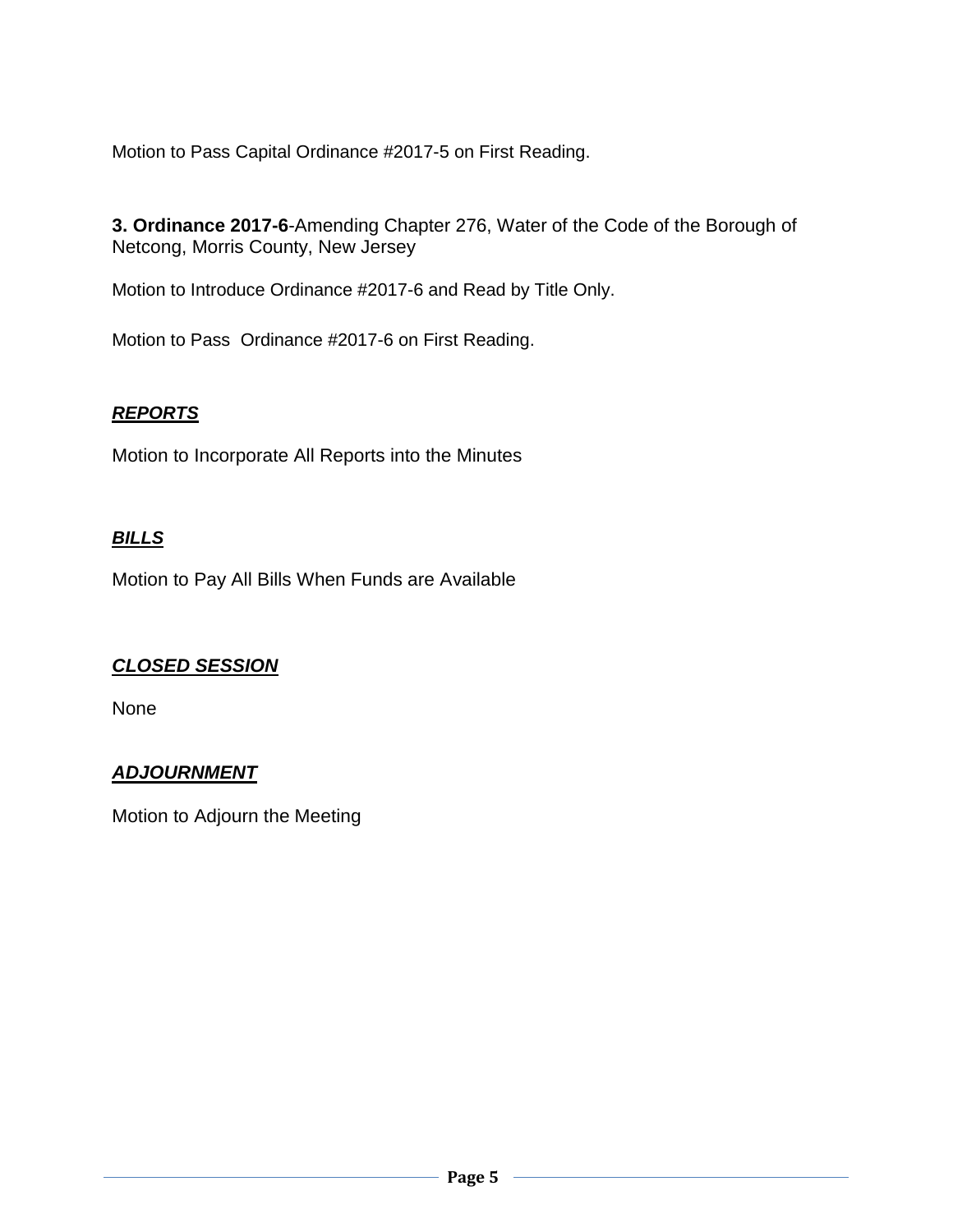Motion to Pass Capital Ordinance #2017-5 on First Reading.

**3. Ordinance 2017-6**-Amending Chapter 276, Water of the Code of the Borough of Netcong, Morris County, New Jersey

Motion to Introduce Ordinance #2017-6 and Read by Title Only.

Motion to Pass Ordinance #2017-6 on First Reading.

## ***REPORTS***

Motion to Incorporate All Reports into the Minutes

## ***BILLS***

Motion to Pay All Bills When Funds are Available

## ***CLOSED SESSION***

None

## ***ADJOURNMENT***

Motion to Adjourn the Meeting